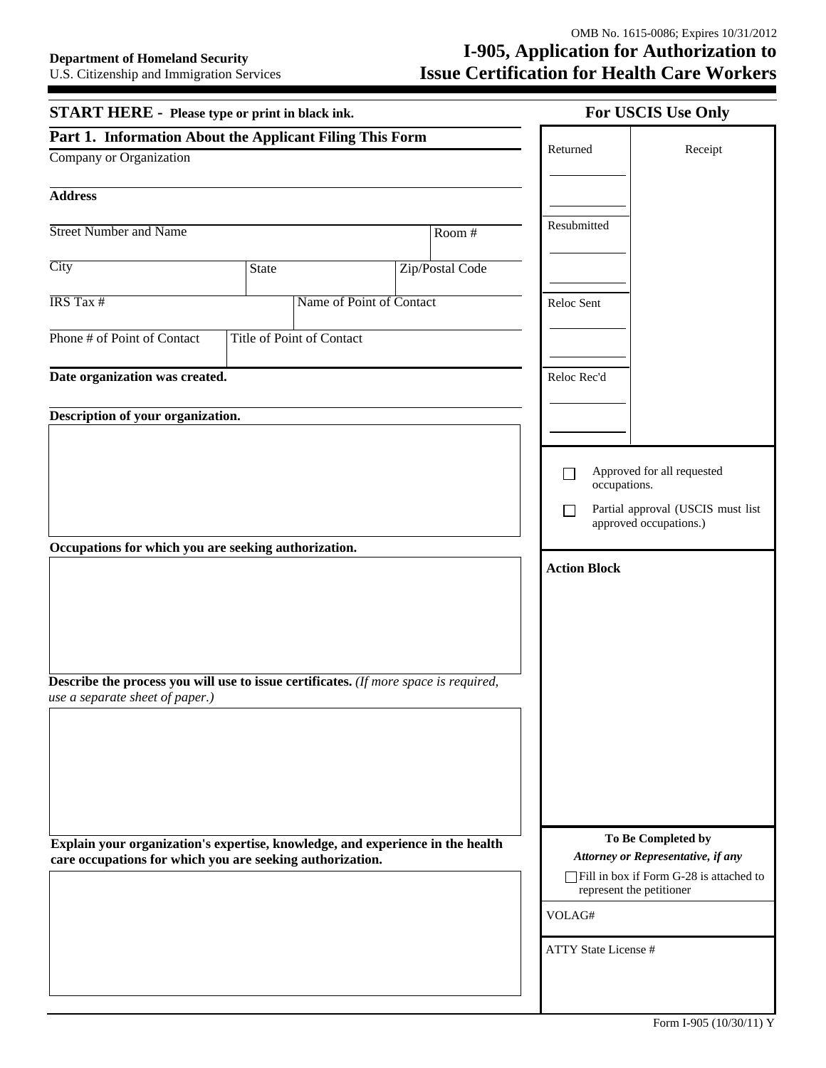OMB No. 1615-0086; Expires 10/31/2012

**Department of Homeland Security**
U.S. Citizenship and Immigration Services

# I-905, Application for Authorization to Issue Certification for Health Care Workers

**START HERE - Please type or print in black ink.**

## Part 1. Information About the Applicant Filing This Form

Company or Organization

**Address**

| Street Number and Name | | | Room # |
|---|---|---|---|
| City | State | | Zip/Postal Code |
| IRS Tax # | | Name of Point of Contact | |
| Phone # of Point of Contact | Title of Point of Contact | | |

**Date organization was created.**

**Description of your organization.**

**Occupations for which you are seeking authorization.**

**Describe the process you will use to issue certificates.** *(If more space is required, use a separate sheet of paper.)*

**Explain your organization's expertise, knowledge, and experience in the health care occupations for which you are seeking authorization.**

---

**For USCIS Use Only**

| Returned | Receipt |
|---|---|
| Resubmitted | |
| Reloc Sent | |
| Reloc Rec'd | |

☐ Approved for all requested occupations.

☐ Partial approval (USCIS must list approved occupations.)

**Action Block**

**To Be Completed by**
***Attorney or Representative, if any***

☐ Fill in box if Form G-28 is attached to represent the petitioner

VOLAG#

ATTY State License #

Form I-905 (10/30/11) Y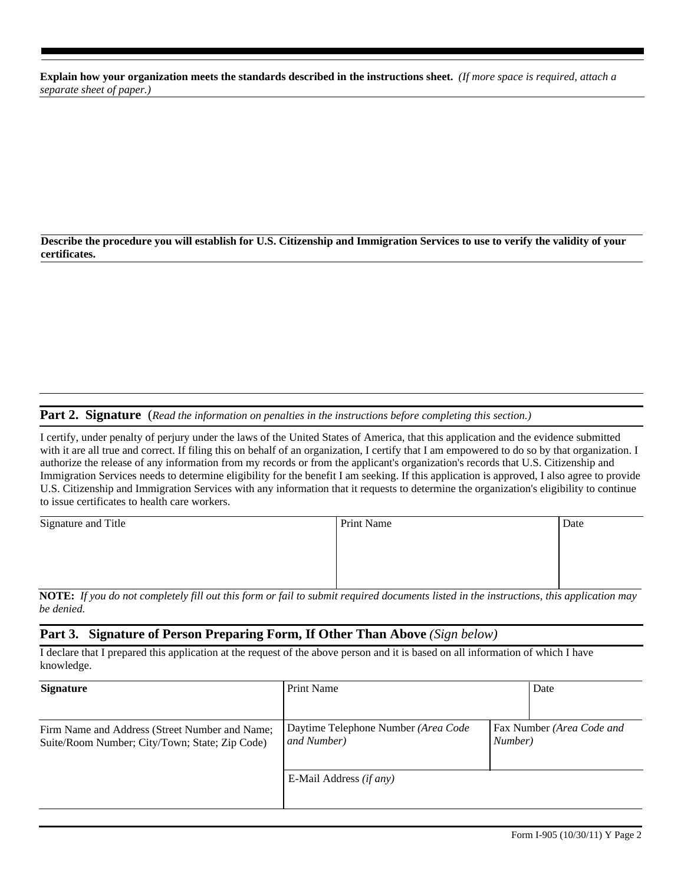**Explain how your organization meets the standards described in the instructions sheet.** *(If more space is required, attach a separate sheet of paper.)*

**Describe the procedure you will establish for U.S. Citizenship and Immigration Services to use to verify the validity of your certificates.**

## Part 2. Signature (*Read the information on penalties in the instructions before completing this section.)*

I certify, under penalty of perjury under the laws of the United States of America, that this application and the evidence submitted with it are all true and correct. If filing this on behalf of an organization, I certify that I am empowered to do so by that organization. I authorize the release of any information from my records or from the applicant's organization's records that U.S. Citizenship and Immigration Services needs to determine eligibility for the benefit I am seeking. If this application is approved, I also agree to provide U.S. Citizenship and Immigration Services with any information that it requests to determine the organization's eligibility to continue to issue certificates to health care workers.

| Signature and Title | Print Name | Date |
|---|---|---|
| | | |

**NOTE:** *If you do not completely fill out this form or fail to submit required documents listed in the instructions, this application may be denied.*

## Part 3. Signature of Person Preparing Form, If Other Than Above *(Sign below)*

I declare that I prepared this application at the request of the above person and it is based on all information of which I have knowledge.

| **Signature** | Print Name | | Date |
|---|---|---|---|
| Firm Name and Address (Street Number and Name; Suite/Room Number; City/Town; State; Zip Code) | Daytime Telephone Number *(Area Code and Number)* | Fax Number *(Area Code and Number)* | |
| | E-Mail Address *(if any)* | | |

Form I-905 (10/30/11) Y Page 2